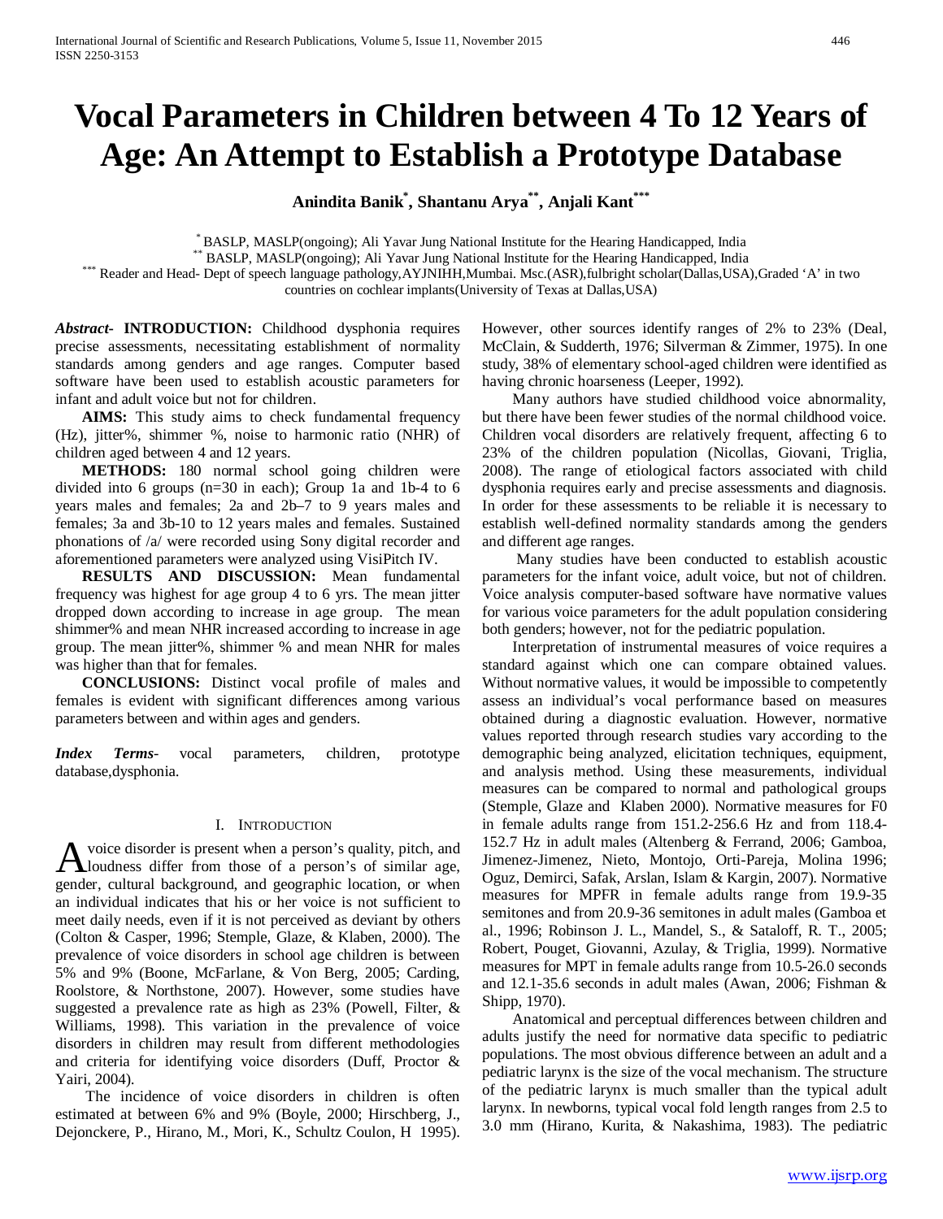# Vocal Parameters in Children between 4 To 12 Years of Age: An Attempt to Establish a Prototype Database

**Anindita Banik[*], Shantanu Arya[**], Anjali Kant[***]**

[*] BASLP, MASLP(ongoing); Ali Yavar Jung National Institute for the Hearing Handicapped, India
[**] BASLP, MASLP(ongoing); Ali Yavar Jung National Institute for the Hearing Handicapped, India
[***] Reader and Head- Dept of speech language pathology,AYJNIHH,Mumbai. Msc.(ASR),fulbright scholar(Dallas,USA),Graded 'A' in two countries on cochlear implants(University of Texas at Dallas,USA)

***Abstract*- INTRODUCTION:** Childhood dysphonia requires precise assessments, necessitating establishment of normality standards among genders and age ranges. Computer based software have been used to establish acoustic parameters for infant and adult voice but not for children.

**AIMS:** This study aims to check fundamental frequency (Hz), jitter%, shimmer %, noise to harmonic ratio (NHR) of children aged between 4 and 12 years.

**METHODS:** 180 normal school going children were divided into 6 groups (n=30 in each); Group 1a and 1b-4 to 6 years males and females; 2a and 2b–7 to 9 years males and females; 3a and 3b-10 to 12 years males and females. Sustained phonations of /a/ were recorded using Sony digital recorder and aforementioned parameters were analyzed using VisiPitch IV.

**RESULTS AND DISCUSSION:** Mean fundamental frequency was highest for age group 4 to 6 yrs. The mean jitter dropped down according to increase in age group. The mean shimmer% and mean NHR increased according to increase in age group. The mean jitter%, shimmer % and mean NHR for males was higher than that for females.

**CONCLUSIONS:** Distinct vocal profile of males and females is evident with significant differences among various parameters between and within ages and genders.

***Index Terms*-** vocal parameters, children, prototype database,dysphonia.

## I. Introduction

A voice disorder is present when a person's quality, pitch, and loudness differ from those of a person's of similar age, gender, cultural background, and geographic location, or when an individual indicates that his or her voice is not sufficient to meet daily needs, even if it is not perceived as deviant by others (Colton & Casper, 1996; Stemple, Glaze, & Klaben, 2000). The prevalence of voice disorders in school age children is between 5% and 9% (Boone, McFarlane, & Von Berg, 2005; Carding, Roolstore, & Northstone, 2007). However, some studies have suggested a prevalence rate as high as 23% (Powell, Filter, & Williams, 1998). This variation in the prevalence of voice disorders in children may result from different methodologies and criteria for identifying voice disorders (Duff, Proctor & Yairi, 2004).

The incidence of voice disorders in children is often estimated at between 6% and 9% (Boyle, 2000; Hirschberg, J., Dejonckere, P., Hirano, M., Mori, K., Schultz Coulon, H 1995). However, other sources identify ranges of 2% to 23% (Deal, McClain, & Sudderth, 1976; Silverman & Zimmer, 1975). In one study, 38% of elementary school-aged children were identified as having chronic hoarseness (Leeper, 1992).

Many authors have studied childhood voice abnormality, but there have been fewer studies of the normal childhood voice. Children vocal disorders are relatively frequent, affecting 6 to 23% of the children population (Nicollas, Giovani, Triglia, 2008). The range of etiological factors associated with child dysphonia requires early and precise assessments and diagnosis. In order for these assessments to be reliable it is necessary to establish well-defined normality standards among the genders and different age ranges.

Many studies have been conducted to establish acoustic parameters for the infant voice, adult voice, but not of children. Voice analysis computer-based software have normative values for various voice parameters for the adult population considering both genders; however, not for the pediatric population.

Interpretation of instrumental measures of voice requires a standard against which one can compare obtained values. Without normative values, it would be impossible to competently assess an individual's vocal performance based on measures obtained during a diagnostic evaluation. However, normative values reported through research studies vary according to the demographic being analyzed, elicitation techniques, equipment, and analysis method. Using these measurements, individual measures can be compared to normal and pathological groups (Stemple, Glaze and Klaben 2000). Normative measures for F0 in female adults range from 151.2-256.6 Hz and from 118.4-152.7 Hz in adult males (Altenberg & Ferrand, 2006; Gamboa, Jimenez-Jimenez, Nieto, Montojo, Orti-Pareja, Molina 1996; Oguz, Demirci, Safak, Arslan, Islam & Kargin, 2007). Normative measures for MPFR in female adults range from 19.9-35 semitones and from 20.9-36 semitones in adult males (Gamboa et al., 1996; Robinson J. L., Mandel, S., & Sataloff, R. T., 2005; Robert, Pouget, Giovanni, Azulay, & Triglia, 1999). Normative measures for MPT in female adults range from 10.5-26.0 seconds and 12.1-35.6 seconds in adult males (Awan, 2006; Fishman & Shipp, 1970).

Anatomical and perceptual differences between children and adults justify the need for normative data specific to pediatric populations. The most obvious difference between an adult and a pediatric larynx is the size of the vocal mechanism. The structure of the pediatric larynx is much smaller than the typical adult larynx. In newborns, typical vocal fold length ranges from 2.5 to 3.0 mm (Hirano, Kurita, & Nakashima, 1983). The pediatric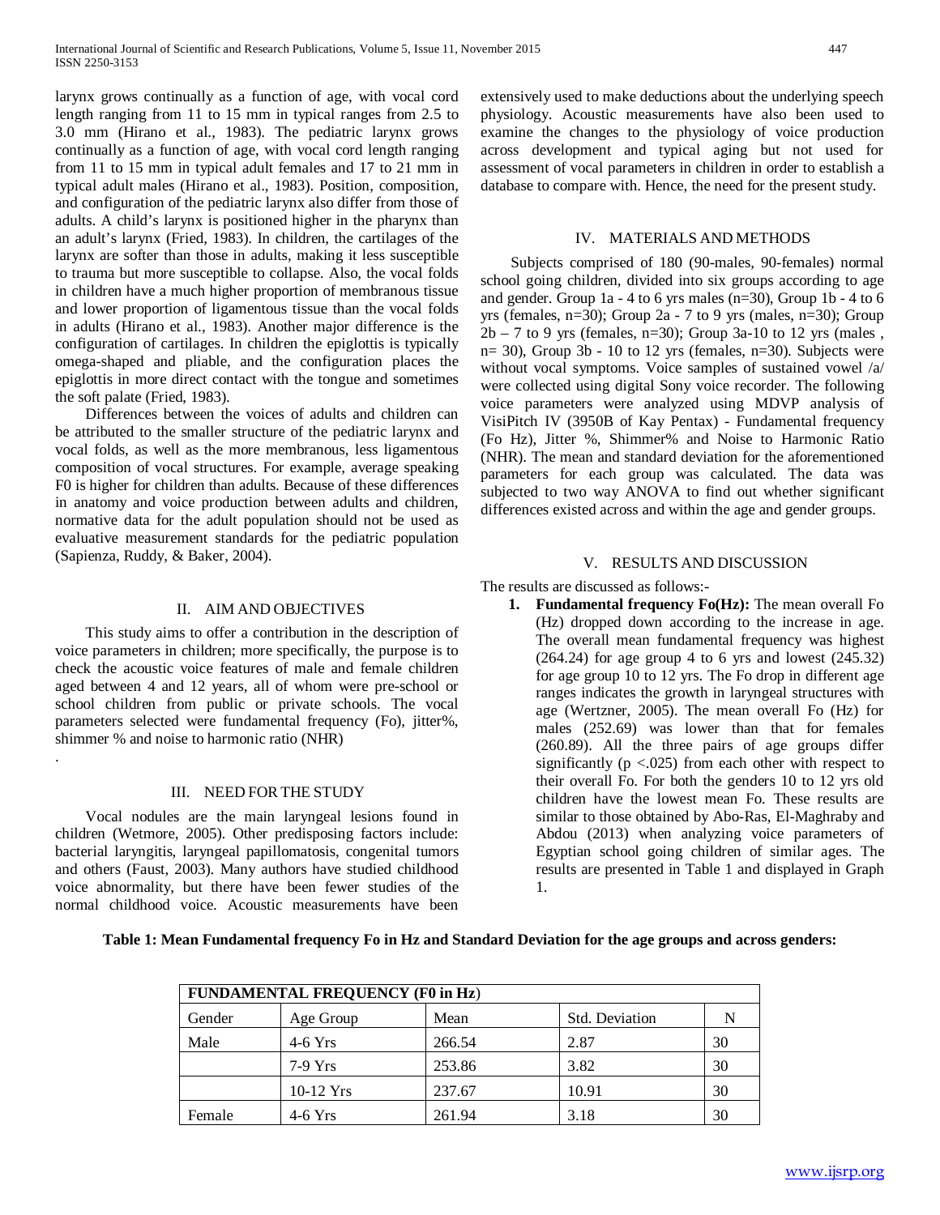larynx grows continually as a function of age, with vocal cord length ranging from 11 to 15 mm in typical ranges from 2.5 to 3.0 mm (Hirano et al., 1983). The pediatric larynx grows continually as a function of age, with vocal cord length ranging from 11 to 15 mm in typical adult females and 17 to 21 mm in typical adult males (Hirano et al., 1983). Position, composition, and configuration of the pediatric larynx also differ from those of adults. A child's larynx is positioned higher in the pharynx than an adult's larynx (Fried, 1983). In children, the cartilages of the larynx are softer than those in adults, making it less susceptible to trauma but more susceptible to collapse. Also, the vocal folds in children have a much higher proportion of membranous tissue and lower proportion of ligamentous tissue than the vocal folds in adults (Hirano et al., 1983). Another major difference is the configuration of cartilages. In children the epiglottis is typically omega-shaped and pliable, and the configuration places the epiglottis in more direct contact with the tongue and sometimes the soft palate (Fried, 1983).

Differences between the voices of adults and children can be attributed to the smaller structure of the pediatric larynx and vocal folds, as well as the more membranous, less ligamentous composition of vocal structures. For example, average speaking F0 is higher for children than adults. Because of these differences in anatomy and voice production between adults and children, normative data for the adult population should not be used as evaluative measurement standards for the pediatric population (Sapienza, Ruddy, & Baker, 2004).

## II. AIM AND OBJECTIVES

This study aims to offer a contribution in the description of voice parameters in children; more specifically, the purpose is to check the acoustic voice features of male and female children aged between 4 and 12 years, all of whom were pre-school or school children from public or private schools. The vocal parameters selected were fundamental frequency (Fo), jitter%, shimmer % and noise to harmonic ratio (NHR)

.

## III. NEED FOR THE STUDY

Vocal nodules are the main laryngeal lesions found in children (Wetmore, 2005). Other predisposing factors include: bacterial laryngitis, laryngeal papillomatosis, congenital tumors and others (Faust, 2003). Many authors have studied childhood voice abnormality, but there have been fewer studies of the normal childhood voice. Acoustic measurements have been extensively used to make deductions about the underlying speech physiology. Acoustic measurements have also been used to examine the changes to the physiology of voice production across development and typical aging but not used for assessment of vocal parameters in children in order to establish a database to compare with. Hence, the need for the present study.

## IV. MATERIALS AND METHODS

Subjects comprised of 180 (90-males, 90-females) normal school going children, divided into six groups according to age and gender. Group 1a - 4 to 6 yrs males (n=30), Group 1b - 4 to 6 yrs (females, n=30); Group 2a - 7 to 9 yrs (males, n=30); Group 2b – 7 to 9 yrs (females, n=30); Group 3a-10 to 12 yrs (males , n= 30), Group 3b - 10 to 12 yrs (females, n=30). Subjects were without vocal symptoms. Voice samples of sustained vowel /a/ were collected using digital Sony voice recorder. The following voice parameters were analyzed using MDVP analysis of VisiPitch IV (3950B of Kay Pentax) - Fundamental frequency (Fo Hz), Jitter %, Shimmer% and Noise to Harmonic Ratio (NHR). The mean and standard deviation for the aforementioned parameters for each group was calculated. The data was subjected to two way ANOVA to find out whether significant differences existed across and within the age and gender groups.

## V. RESULTS AND DISCUSSION

The results are discussed as follows:-

1. **Fundamental frequency Fo(Hz):** The mean overall Fo (Hz) dropped down according to the increase in age. The overall mean fundamental frequency was highest (264.24) for age group 4 to 6 yrs and lowest (245.32) for age group 10 to 12 yrs. The Fo drop in different age ranges indicates the growth in laryngeal structures with age (Wertzner, 2005). The mean overall Fo (Hz) for males (252.69) was lower than that for females (260.89). All the three pairs of age groups differ significantly ($p < .025$) from each other with respect to their overall Fo. For both the genders 10 to 12 yrs old children have the lowest mean Fo. These results are similar to those obtained by Abo-Ras, El-Maghraby and Abdou (2013) when analyzing voice parameters of Egyptian school going children of similar ages. The results are presented in Table 1 and displayed in Graph 1.

**Table 1: Mean Fundamental frequency Fo in Hz and Standard Deviation for the age groups and across genders:**

| FUNDAMENTAL FREQUENCY (F0 in Hz) | | | | |
|---|---|---|---|---|
| Gender | Age Group | Mean | Std. Deviation | N |
| Male | 4-6 Yrs | 266.54 | 2.87 | 30 |
| | 7-9 Yrs | 253.86 | 3.82 | 30 |
| | 10-12 Yrs | 237.67 | 10.91 | 30 |
| Female | 4-6 Yrs | 261.94 | 3.18 | 30 |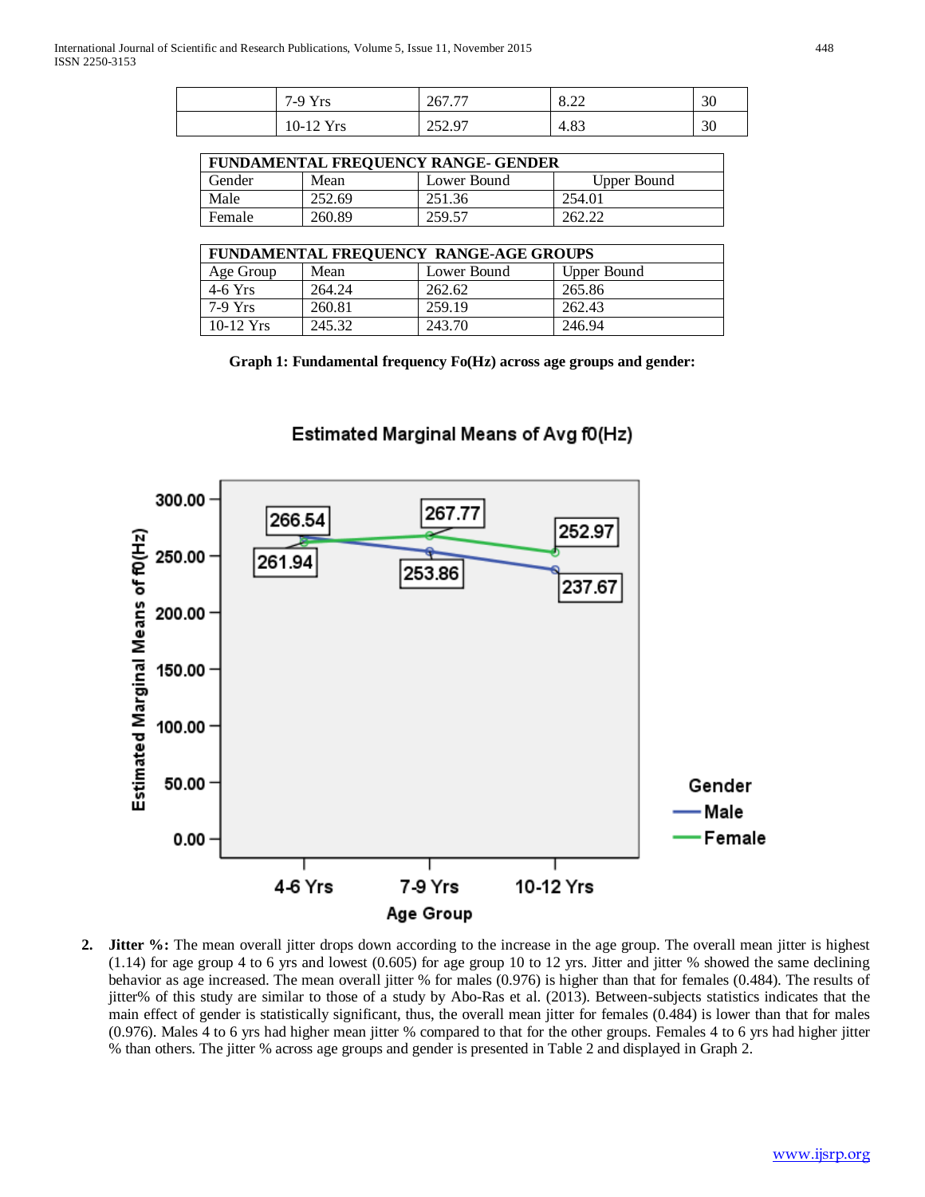|  | 7-9 Yrs | 267.77 | 8.22 | 30 |
|---|---|---|---|---|
|  | 10-12 Yrs | 252.97 | 4.83 | 30 |

| FUNDAMENTAL FREQUENCY RANGE- GENDER | | | |
|---|---|---|---|
| Gender | Mean | Lower Bound | Upper Bound |
| Male | 252.69 | 251.36 | 254.01 |
| Female | 260.89 | 259.57 | 262.22 |

| FUNDAMENTAL FREQUENCY RANGE-AGE GROUPS | | | |
|---|---|---|---|
| Age Group | Mean | Lower Bound | Upper Bound |
| 4-6 Yrs | 264.24 | 262.62 | 265.86 |
| 7-9 Yrs | 260.81 | 259.19 | 262.43 |
| 10-12 Yrs | 245.32 | 243.70 | 246.94 |

**Graph 1: Fundamental frequency Fo(Hz) across age groups and gender:**

Estimated Marginal Means of Avg f0(Hz)

2. **Jitter %:** The mean overall jitter drops down according to the increase in the age group. The overall mean jitter is highest (1.14) for age group 4 to 6 yrs and lowest (0.605) for age group 10 to 12 yrs. Jitter and jitter % showed the same declining behavior as age increased. The mean overall jitter % for males (0.976) is higher than that for females (0.484). The results of jitter% of this study are similar to those of a study by Abo-Ras et al. (2013). Between-subjects statistics indicates that the main effect of gender is statistically significant, thus, the overall mean jitter for females (0.484) is lower than that for males (0.976). Males 4 to 6 yrs had higher mean jitter % compared to that for the other groups. Females 4 to 6 yrs had higher jitter % than others. The jitter % across age groups and gender is presented in Table 2 and displayed in Graph 2.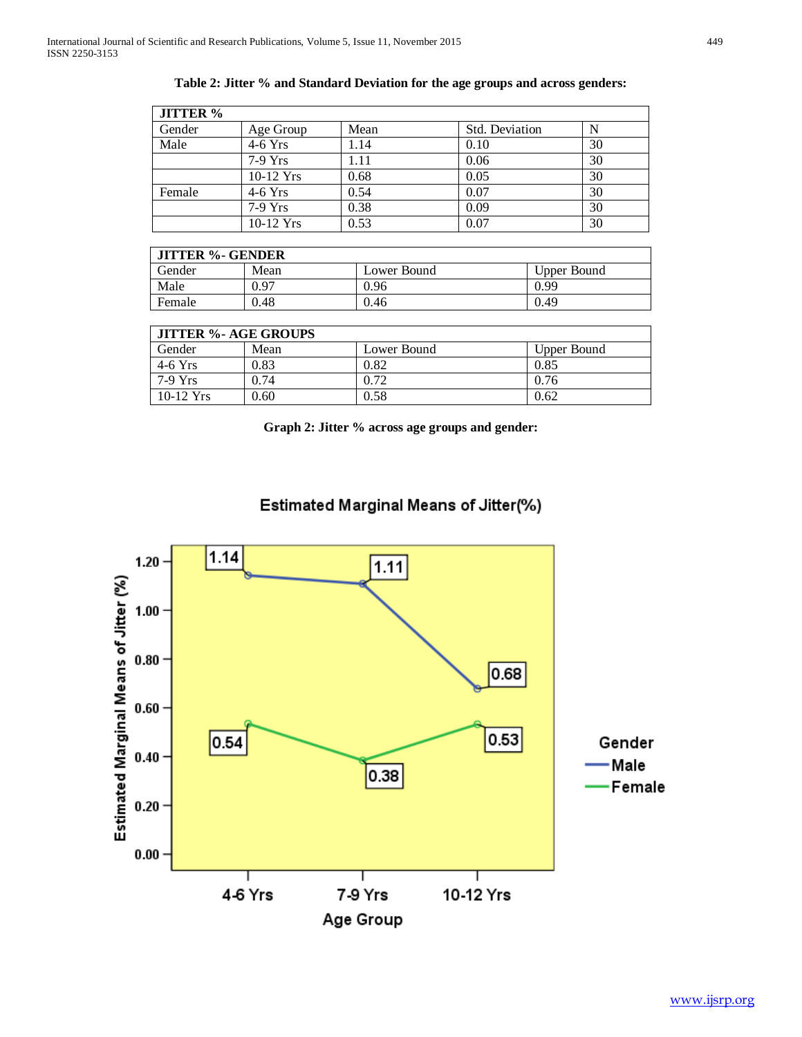**Table 2: Jitter % and Standard Deviation for the age groups and across genders:**

| JITTER % | | | | |
|---|---|---|---|---|
| Gender | Age Group | Mean | Std. Deviation | N |
| Male | 4-6 Yrs | 1.14 | 0.10 | 30 |
| | 7-9 Yrs | 1.11 | 0.06 | 30 |
| | 10-12 Yrs | 0.68 | 0.05 | 30 |
| Female | 4-6 Yrs | 0.54 | 0.07 | 30 |
| | 7-9 Yrs | 0.38 | 0.09 | 30 |
| | 10-12 Yrs | 0.53 | 0.07 | 30 |

| JITTER %- GENDER | | | |
|---|---|---|---|
| Gender | Mean | Lower Bound | Upper Bound |
| Male | 0.97 | 0.96 | 0.99 |
| Female | 0.48 | 0.46 | 0.49 |

| JITTER %- AGE GROUPS | | | |
|---|---|---|---|
| Gender | Mean | Lower Bound | Upper Bound |
| 4-6 Yrs | 0.83 | 0.82 | 0.85 |
| 7-9 Yrs | 0.74 | 0.72 | 0.76 |
| 10-12 Yrs | 0.60 | 0.58 | 0.62 |

**Graph 2: Jitter % across age groups and gender:**

Estimated Marginal Means of Jitter(%)

| Age Group | Male | Female |
|---|---|---|
| 4-6 Yrs | 1.14 | 0.54 |
| 7-9 Yrs | 1.11 | 0.38 |
| 10-12 Yrs | 0.68 | 0.53 |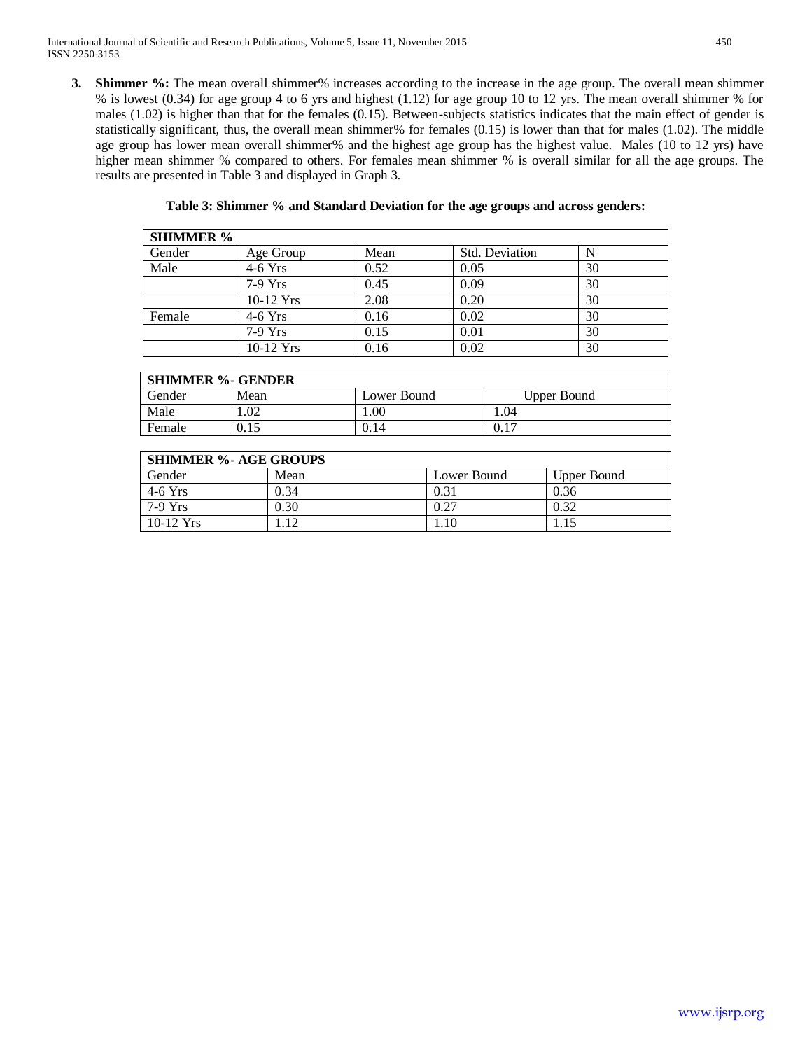3. **Shimmer %:** The mean overall shimmer% increases according to the increase in the age group. The overall mean shimmer % is lowest (0.34) for age group 4 to 6 yrs and highest (1.12) for age group 10 to 12 yrs. The mean overall shimmer % for males (1.02) is higher than that for the females (0.15). Between-subjects statistics indicates that the main effect of gender is statistically significant, thus, the overall mean shimmer% for females (0.15) is lower than that for males (1.02). The middle age group has lower mean overall shimmer% and the highest age group has the highest value. Males (10 to 12 yrs) have higher mean shimmer % compared to others. For females mean shimmer % is overall similar for all the age groups. The results are presented in Table 3 and displayed in Graph 3.

**Table 3: Shimmer % and Standard Deviation for the age groups and across genders:**

| **SHIMMER %** | | | | |
|---|---|---|---|---|
| Gender | Age Group | Mean | Std. Deviation | N |
| Male | 4-6 Yrs | 0.52 | 0.05 | 30 |
| | 7-9 Yrs | 0.45 | 0.09 | 30 |
| | 10-12 Yrs | 2.08 | 0.20 | 30 |
| Female | 4-6 Yrs | 0.16 | 0.02 | 30 |
| | 7-9 Yrs | 0.15 | 0.01 | 30 |
| | 10-12 Yrs | 0.16 | 0.02 | 30 |

| **SHIMMER %- GENDER** | | | |
|---|---|---|---|
| Gender | Mean | Lower Bound | Upper Bound |
| Male | 1.02 | 1.00 | 1.04 |
| Female | 0.15 | 0.14 | 0.17 |

| **SHIMMER %- AGE GROUPS** | | | |
|---|---|---|---|
| Gender | Mean | Lower Bound | Upper Bound |
| 4-6 Yrs | 0.34 | 0.31 | 0.36 |
| 7-9 Yrs | 0.30 | 0.27 | 0.32 |
| 10-12 Yrs | 1.12 | 1.10 | 1.15 |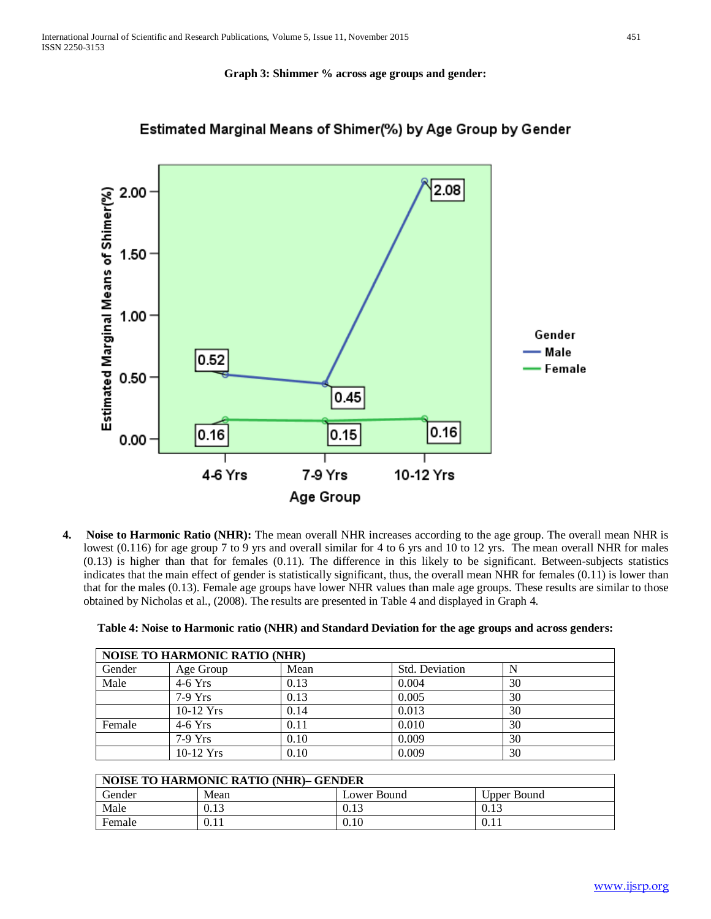**Graph 3: Shimmer % across age groups and gender:**

4. **Noise to Harmonic Ratio (NHR):** The mean overall NHR increases according to the age group. The overall mean NHR is lowest (0.116) for age group 7 to 9 yrs and overall similar for 4 to 6 yrs and 10 to 12 yrs. The mean overall NHR for males (0.13) is higher than that for females (0.11). The difference in this likely to be significant. Between-subjects statistics indicates that the main effect of gender is statistically significant, thus, the overall mean NHR for females (0.11) is lower than that for the males (0.13). Female age groups have lower NHR values than male age groups. These results are similar to those obtained by Nicholas et al., (2008). The results are presented in Table 4 and displayed in Graph 4.

**Table 4: Noise to Harmonic ratio (NHR) and Standard Deviation for the age groups and across genders:**

| NOISE TO HARMONIC RATIO (NHR) | | | | |
|---|---|---|---|---|
| Gender | Age Group | Mean | Std. Deviation | N |
| Male | 4-6 Yrs | 0.13 | 0.004 | 30 |
| | 7-9 Yrs | 0.13 | 0.005 | 30 |
| | 10-12 Yrs | 0.14 | 0.013 | 30 |
| Female | 4-6 Yrs | 0.11 | 0.010 | 30 |
| | 7-9 Yrs | 0.10 | 0.009 | 30 |
| | 10-12 Yrs | 0.10 | 0.009 | 30 |

| NOISE TO HARMONIC RATIO (NHR)– GENDER | | | |
|---|---|---|---|
| Gender | Mean | Lower Bound | Upper Bound |
| Male | 0.13 | 0.13 | 0.13 |
| Female | 0.11 | 0.10 | 0.11 |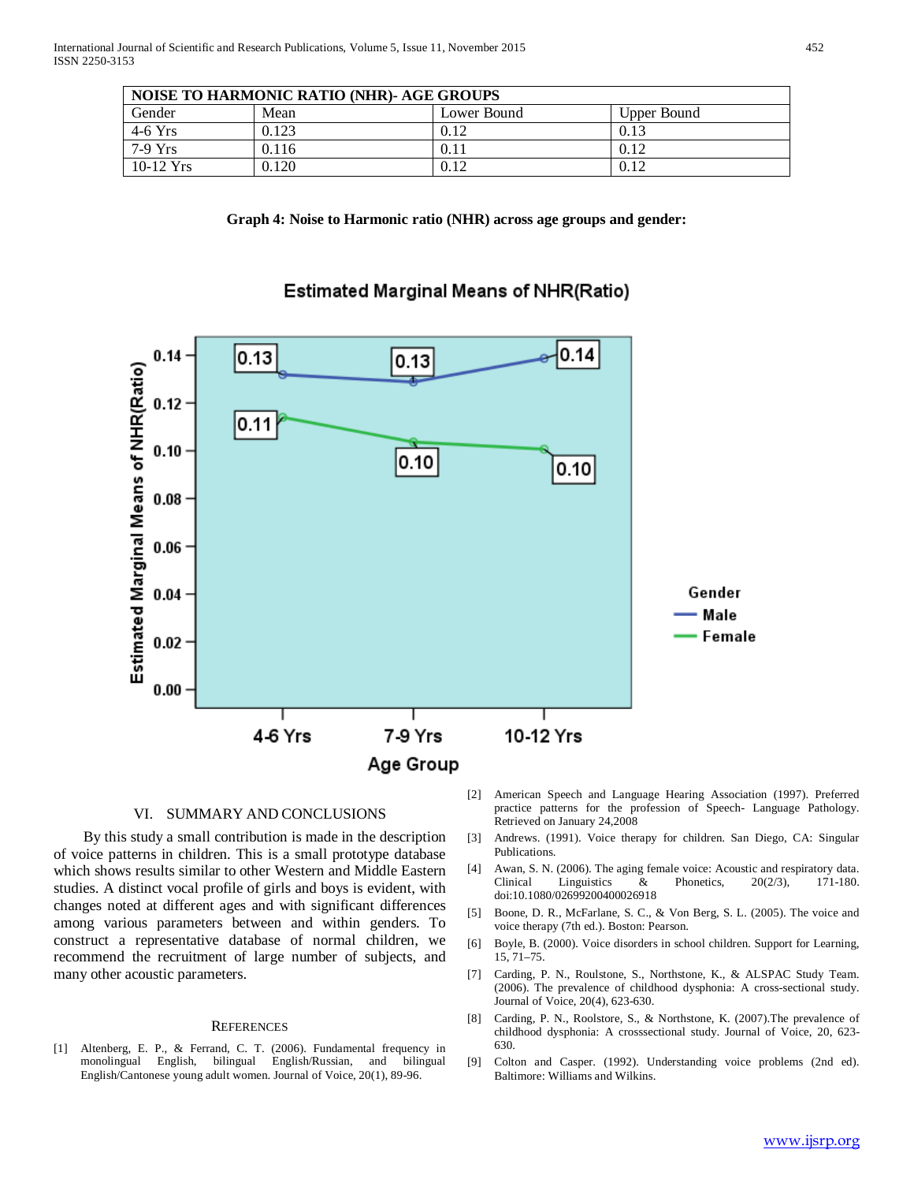| NOISE TO HARMONIC RATIO (NHR)- AGE GROUPS | | | |
|---|---|---|---|
| Gender | Mean | Lower Bound | Upper Bound |
| 4-6 Yrs | 0.123 | 0.12 | 0.13 |
| 7-9 Yrs | 0.116 | 0.11 | 0.12 |
| 10-12 Yrs | 0.120 | 0.12 | 0.12 |

**Graph 4: Noise to Harmonic ratio (NHR) across age groups and gender:**

## VI. SUMMARY AND CONCLUSIONS

By this study a small contribution is made in the description of voice patterns in children. This is a small prototype database which shows results similar to other Western and Middle Eastern studies. A distinct vocal profile of girls and boys is evident, with changes noted at different ages and with significant differences among various parameters between and within genders. To construct a representative database of normal children, we recommend the recruitment of large number of subjects, and many other acoustic parameters.

## REFERENCES

[1] Altenberg, E. P., & Ferrand, C. T. (2006). Fundamental frequency in monolingual English, bilingual English/Russian, and bilingual English/Cantonese young adult women. Journal of Voice, 20(1), 89-96.

[2] American Speech and Language Hearing Association (1997). Preferred practice patterns for the profession of Speech- Language Pathology. Retrieved on January 24,2008

[3] Andrews. (1991). Voice therapy for children. San Diego, CA: Singular Publications.

[4] Awan, S. N. (2006). The aging female voice: Acoustic and respiratory data. Clinical Linguistics & Phonetics, 20(2/3), 171-180. doi:10.1080/02699200400026918

[5] Boone, D. R., McFarlane, S. C., & Von Berg, S. L. (2005). The voice and voice therapy (7th ed.). Boston: Pearson.

[6] Boyle, B. (2000). Voice disorders in school children. Support for Learning, 15, 71–75.

[7] Carding, P. N., Roulstone, S., Northstone, K., & ALSPAC Study Team. (2006). The prevalence of childhood dysphonia: A cross-sectional study. Journal of Voice, 20(4), 623-630.

[8] Carding, P. N., Roolstone, S., & Northstone, K. (2007).The prevalence of childhood dysphonia: A crosssectional study. Journal of Voice, 20, 623-630.

[9] Colton and Casper. (1992). Understanding voice problems (2nd ed). Baltimore: Williams and Wilkins.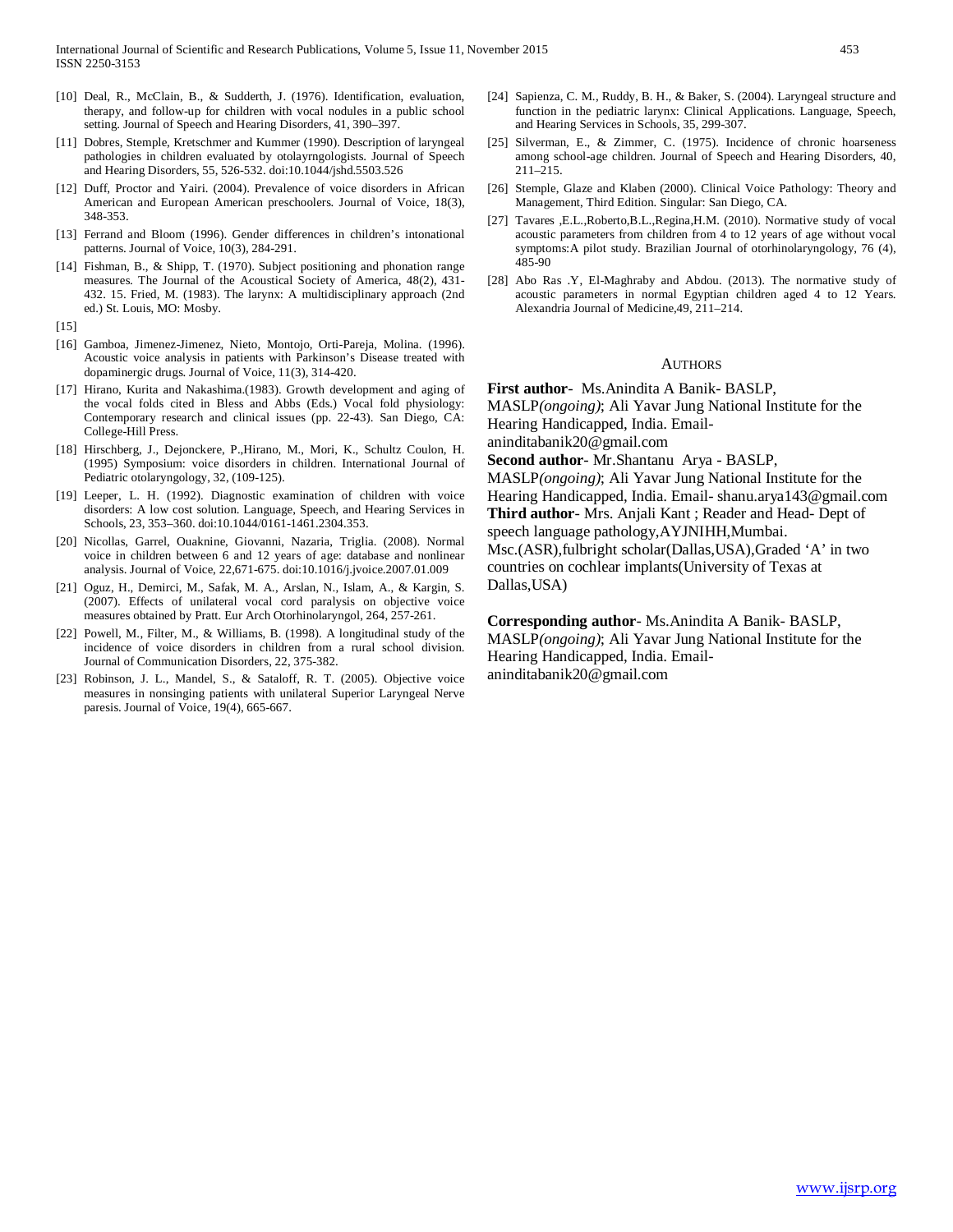[10] Deal, R., McClain, B., & Sudderth, J. (1976). Identification, evaluation, therapy, and follow-up for children with vocal nodules in a public school setting. Journal of Speech and Hearing Disorders, 41, 390–397.

[11] Dobres, Stemple, Kretschmer and Kummer (1990). Description of laryngeal pathologies in children evaluated by otolayrngologists. Journal of Speech and Hearing Disorders, 55, 526-532. doi:10.1044/jshd.5503.526

[12] Duff, Proctor and Yairi. (2004). Prevalence of voice disorders in African American and European American preschoolers. Journal of Voice, 18(3), 348-353.

[13] Ferrand and Bloom (1996). Gender differences in children's intonational patterns. Journal of Voice, 10(3), 284-291.

[14] Fishman, B., & Shipp, T. (1970). Subject positioning and phonation range measures. The Journal of the Acoustical Society of America, 48(2), 431-432. 15. Fried, M. (1983). The larynx: A multidisciplinary approach (2nd ed.) St. Louis, MO: Mosby.

[15]

[16] Gamboa, Jimenez-Jimenez, Nieto, Montojo, Orti-Pareja, Molina. (1996). Acoustic voice analysis in patients with Parkinson's Disease treated with dopaminergic drugs. Journal of Voice, 11(3), 314-420.

[17] Hirano, Kurita and Nakashima.(1983). Growth development and aging of the vocal folds cited in Bless and Abbs (Eds.) Vocal fold physiology: Contemporary research and clinical issues (pp. 22-43). San Diego, CA: College-Hill Press.

[18] Hirschberg, J., Dejonckere, P.,Hirano, M., Mori, K., Schultz Coulon, H. (1995) Symposium: voice disorders in children. International Journal of Pediatric otolaryngology, 32, (109-125).

[19] Leeper, L. H. (1992). Diagnostic examination of children with voice disorders: A low cost solution. Language, Speech, and Hearing Services in Schools, 23, 353–360. doi:10.1044/0161-1461.2304.353.

[20] Nicollas, Garrel, Ouaknine, Giovanni, Nazaria, Triglia. (2008). Normal voice in children between 6 and 12 years of age: database and nonlinear analysis. Journal of Voice, 22,671-675. doi:10.1016/j.jvoice.2007.01.009

[21] Oguz, H., Demirci, M., Safak, M. A., Arslan, N., Islam, A., & Kargin, S. (2007). Effects of unilateral vocal cord paralysis on objective voice measures obtained by Pratt. Eur Arch Otorhinolaryngol, 264, 257-261.

[22] Powell, M., Filter, M., & Williams, B. (1998). A longitudinal study of the incidence of voice disorders in children from a rural school division. Journal of Communication Disorders, 22, 375-382.

[23] Robinson, J. L., Mandel, S., & Sataloff, R. T. (2005). Objective voice measures in nonsinging patients with unilateral Superior Laryngeal Nerve paresis. Journal of Voice, 19(4), 665-667.

[24] Sapienza, C. M., Ruddy, B. H., & Baker, S. (2004). Laryngeal structure and function in the pediatric larynx: Clinical Applications. Language, Speech, and Hearing Services in Schools, 35, 299-307.

[25] Silverman, E., & Zimmer, C. (1975). Incidence of chronic hoarseness among school-age children. Journal of Speech and Hearing Disorders, 40, 211–215.

[26] Stemple, Glaze and Klaben (2000). Clinical Voice Pathology: Theory and Management, Third Edition. Singular: San Diego, CA.

[27] Tavares ,E.L.,Roberto,B.L.,Regina,H.M. (2010). Normative study of vocal acoustic parameters from children from 4 to 12 years of age without vocal symptoms:A pilot study. Brazilian Journal of otorhinolaryngology, 76 (4), 485-90

[28] Abo Ras .Y, El-Maghraby and Abdou. (2013). The normative study of acoustic parameters in normal Egyptian children aged 4 to 12 Years. Alexandria Journal of Medicine,49, 211–214.

## AUTHORS

**First author**- Ms.Anindita A Banik- BASLP, MASLP*(ongoing)*; Ali Yavar Jung National Institute for the Hearing Handicapped, India. Email- aninditabanik20@gmail.com

**Second author**- Mr.Shantanu Arya - BASLP, MASLP*(ongoing)*; Ali Yavar Jung National Institute for the Hearing Handicapped, India. Email- shanu.arya143@gmail.com

**Third author**- Mrs. Anjali Kant ; Reader and Head- Dept of speech language pathology,AYJNIHH,Mumbai. Msc.(ASR),fulbright scholar(Dallas,USA),Graded 'A' in two countries on cochlear implants(University of Texas at Dallas,USA)

**Corresponding author**- Ms.Anindita A Banik- BASLP, MASLP*(ongoing)*; Ali Yavar Jung National Institute for the Hearing Handicapped, India. Email- aninditabanik20@gmail.com